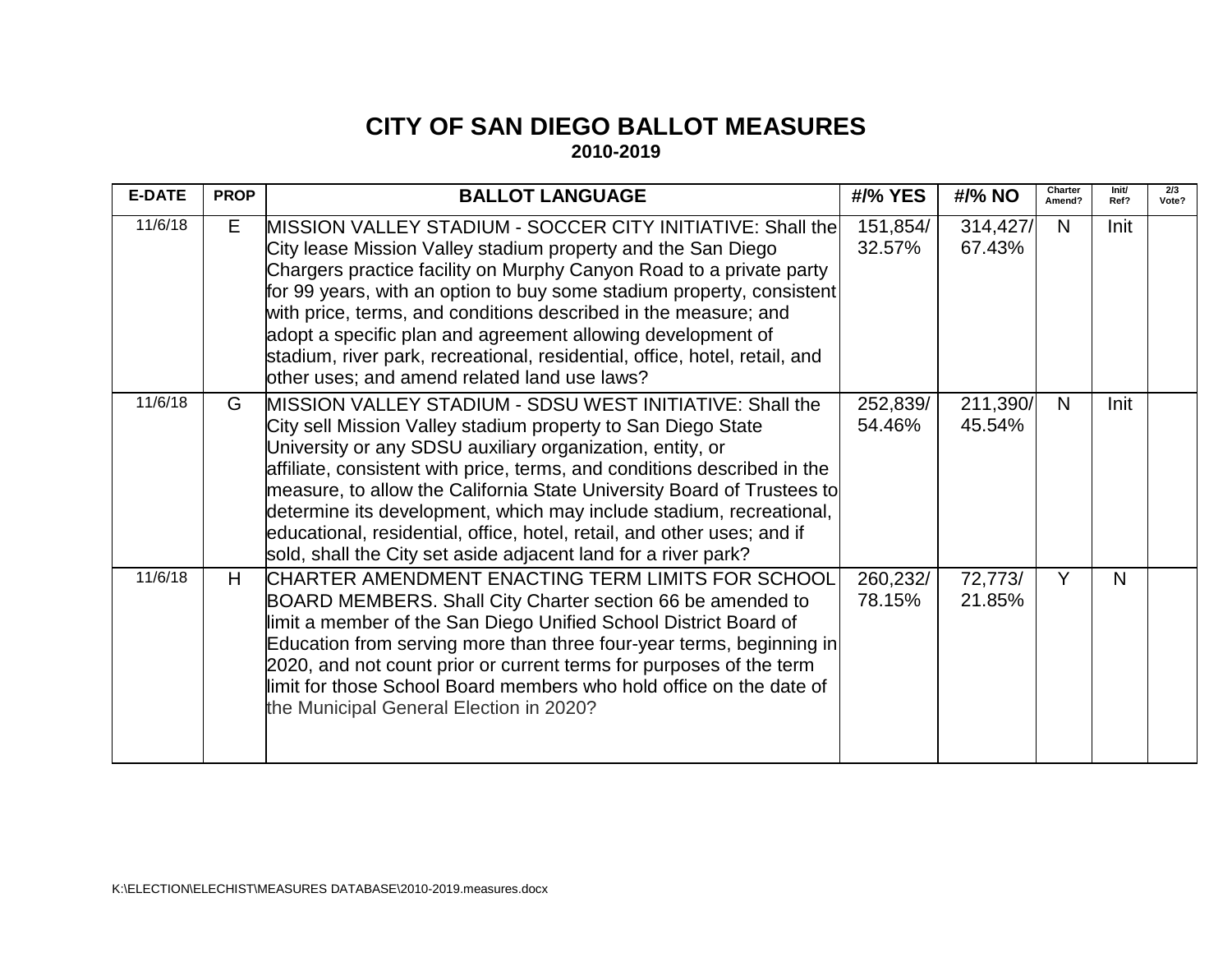# CITY OF SAN DIEGO BALLOT MEASURES

## 2010-2019

| E-DATE | PROP | BALLOT LANGUAGE | #/% YES | #/% NO | Charter Amend? | Init/ Ref? | 2/3 Vote? |
|---|---|---|---|---|---|---|---|
| 11/6/18 | E | MISSION VALLEY STADIUM - SOCCER CITY INITIATIVE: Shall the City lease Mission Valley stadium property and the San Diego Chargers practice facility on Murphy Canyon Road to a private party for 99 years, with an option to buy some stadium property, consistent with price, terms, and conditions described in the measure; and adopt a specific plan and agreement allowing development of stadium, river park, recreational, residential, office, hotel, retail, and other uses; and amend related land use laws? | 151,854/ 32.57% | 314,427/ 67.43% | N | Init | |
| 11/6/18 | G | MISSION VALLEY STADIUM - SDSU WEST INITIATIVE: Shall the City sell Mission Valley stadium property to San Diego State University or any SDSU auxiliary organization, entity, or affiliate, consistent with price, terms, and conditions described in the measure, to allow the California State University Board of Trustees to determine its development, which may include stadium, recreational, educational, residential, office, hotel, retail, and other uses; and if sold, shall the City set aside adjacent land for a river park? | 252,839/ 54.46% | 211,390/ 45.54% | N | Init | |
| 11/6/18 | H | CHARTER AMENDMENT ENACTING TERM LIMITS FOR SCHOOL BOARD MEMBERS. Shall City Charter section 66 be amended to limit a member of the San Diego Unified School District Board of Education from serving more than three four-year terms, beginning in 2020, and not count prior or current terms for purposes of the term limit for those School Board members who hold office on the date of the Municipal General Election in 2020? | 260,232/ 78.15% | 72,773/ 21.85% | Y | N | |

K:\ELECTION\ELECHIST\MEASURES DATABASE\2010-2019.measures.docx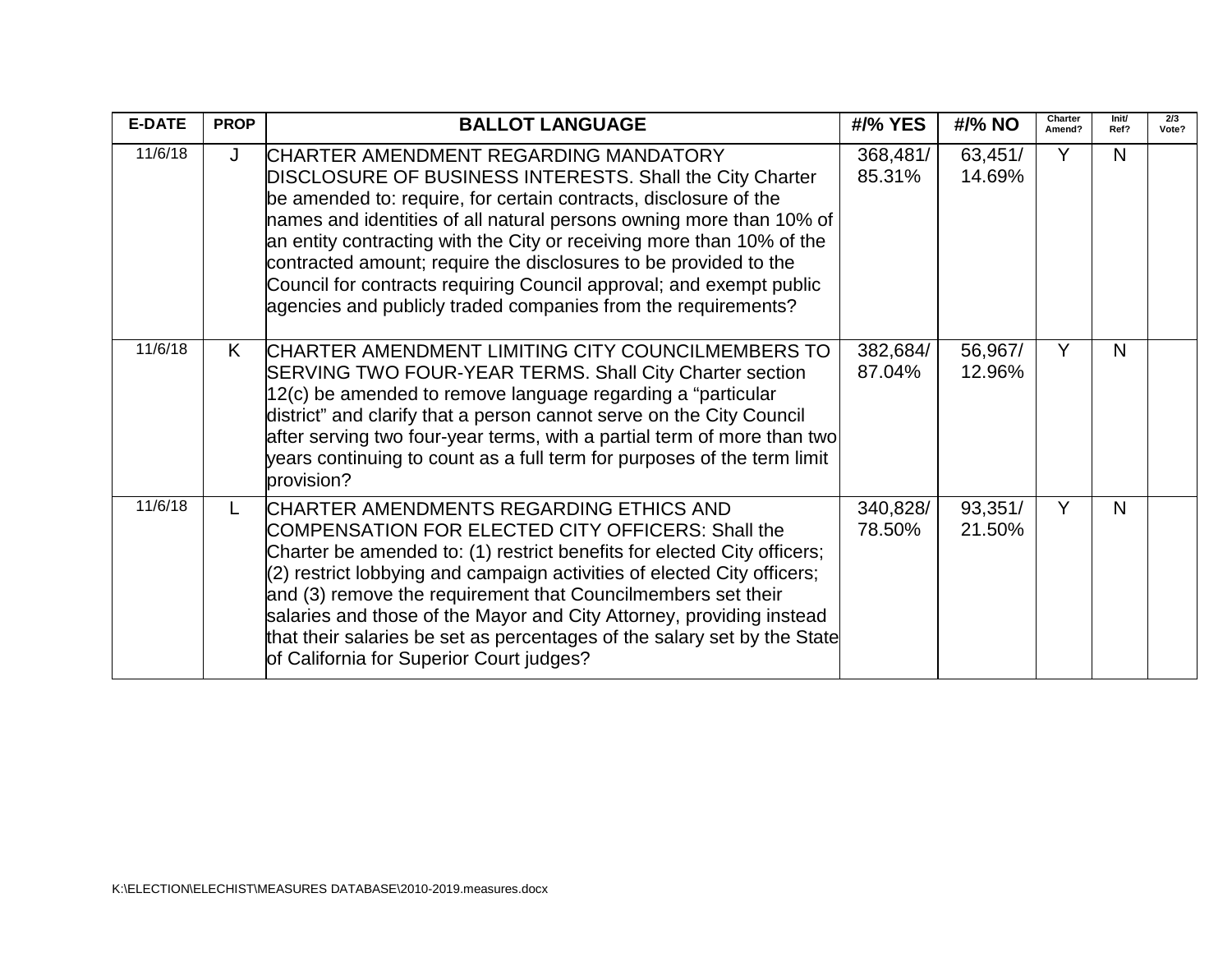| E-DATE | PROP | BALLOT LANGUAGE | #/% YES | #/% NO | Charter Amend? | Init/ Ref? | 2/3 Vote? |
|---|---|---|---|---|---|---|---|
| 11/6/18 | J | CHARTER AMENDMENT REGARDING MANDATORY DISCLOSURE OF BUSINESS INTERESTS. Shall the City Charter be amended to: require, for certain contracts, disclosure of the names and identities of all natural persons owning more than 10% of an entity contracting with the City or receiving more than 10% of the contracted amount; require the disclosures to be provided to the Council for contracts requiring Council approval; and exempt public agencies and publicly traded companies from the requirements? | 368,481/ 85.31% | 63,451/ 14.69% | Y | N | |
| 11/6/18 | K | CHARTER AMENDMENT LIMITING CITY COUNCILMEMBERS TO SERVING TWO FOUR-YEAR TERMS. Shall City Charter section 12(c) be amended to remove language regarding a "particular district" and clarify that a person cannot serve on the City Council after serving two four-year terms, with a partial term of more than two years continuing to count as a full term for purposes of the term limit provision? | 382,684/ 87.04% | 56,967/ 12.96% | Y | N | |
| 11/6/18 | L | CHARTER AMENDMENTS REGARDING ETHICS AND COMPENSATION FOR ELECTED CITY OFFICERS: Shall the Charter be amended to: (1) restrict benefits for elected City officers; (2) restrict lobbying and campaign activities of elected City officers; and (3) remove the requirement that Councilmembers set their salaries and those of the Mayor and City Attorney, providing instead that their salaries be set as percentages of the salary set by the State of California for Superior Court judges? | 340,828/ 78.50% | 93,351/ 21.50% | Y | N | |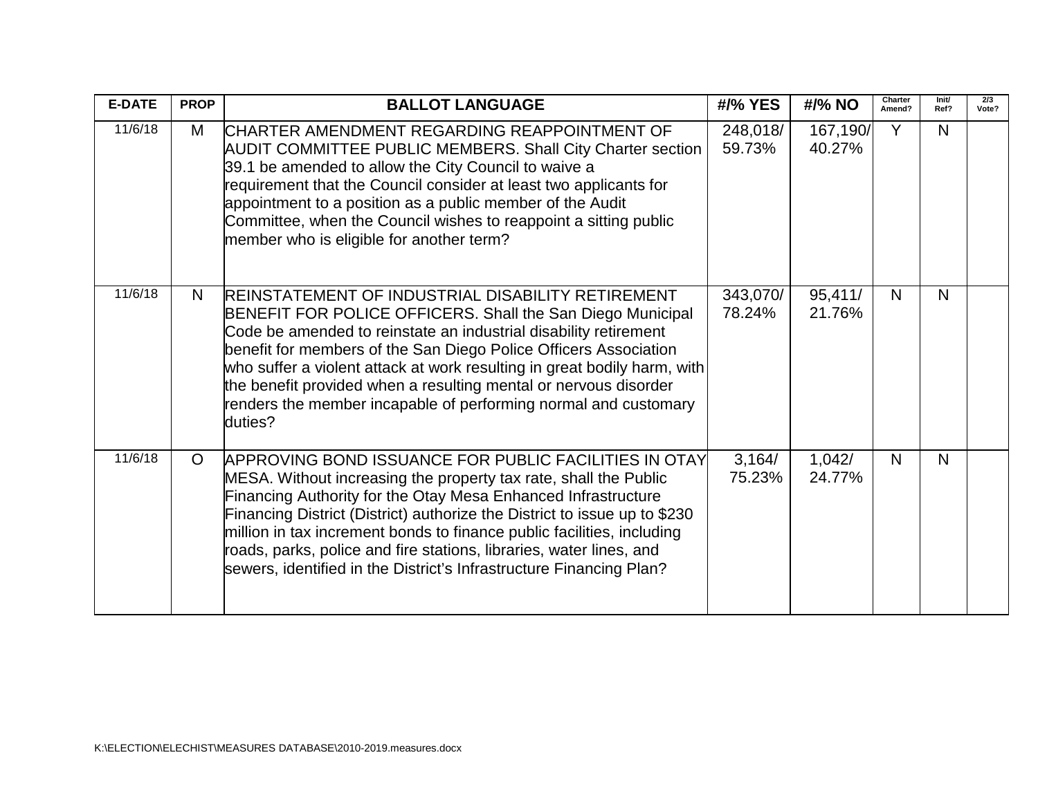| E-DATE | PROP | BALLOT LANGUAGE | #/% YES | #/% NO | Charter Amend? | Init/ Ref? | 2/3 Vote? |
|---|---|---|---|---|---|---|---|
| 11/6/18 | M | CHARTER AMENDMENT REGARDING REAPPOINTMENT OF AUDIT COMMITTEE PUBLIC MEMBERS. Shall City Charter section 39.1 be amended to allow the City Council to waive a requirement that the Council consider at least two applicants for appointment to a position as a public member of the Audit Committee, when the Council wishes to reappoint a sitting public member who is eligible for another term? | 248,018/ 59.73% | 167,190/ 40.27% | Y | N | |
| 11/6/18 | N | REINSTATEMENT OF INDUSTRIAL DISABILITY RETIREMENT BENEFIT FOR POLICE OFFICERS. Shall the San Diego Municipal Code be amended to reinstate an industrial disability retirement benefit for members of the San Diego Police Officers Association who suffer a violent attack at work resulting in great bodily harm, with the benefit provided when a resulting mental or nervous disorder renders the member incapable of performing normal and customary duties? | 343,070/ 78.24% | 95,411/ 21.76% | N | N | |
| 11/6/18 | O | APPROVING BOND ISSUANCE FOR PUBLIC FACILITIES IN OTAY MESA. Without increasing the property tax rate, shall the Public Financing Authority for the Otay Mesa Enhanced Infrastructure Financing District (District) authorize the District to issue up to $230 million in tax increment bonds to finance public facilities, including roads, parks, police and fire stations, libraries, water lines, and sewers, identified in the District's Infrastructure Financing Plan? | 3,164/ 75.23% | 1,042/ 24.77% | N | N | |

K:\ELECTION\ELECHIST\MEASURES DATABASE\2010-2019.measures.docx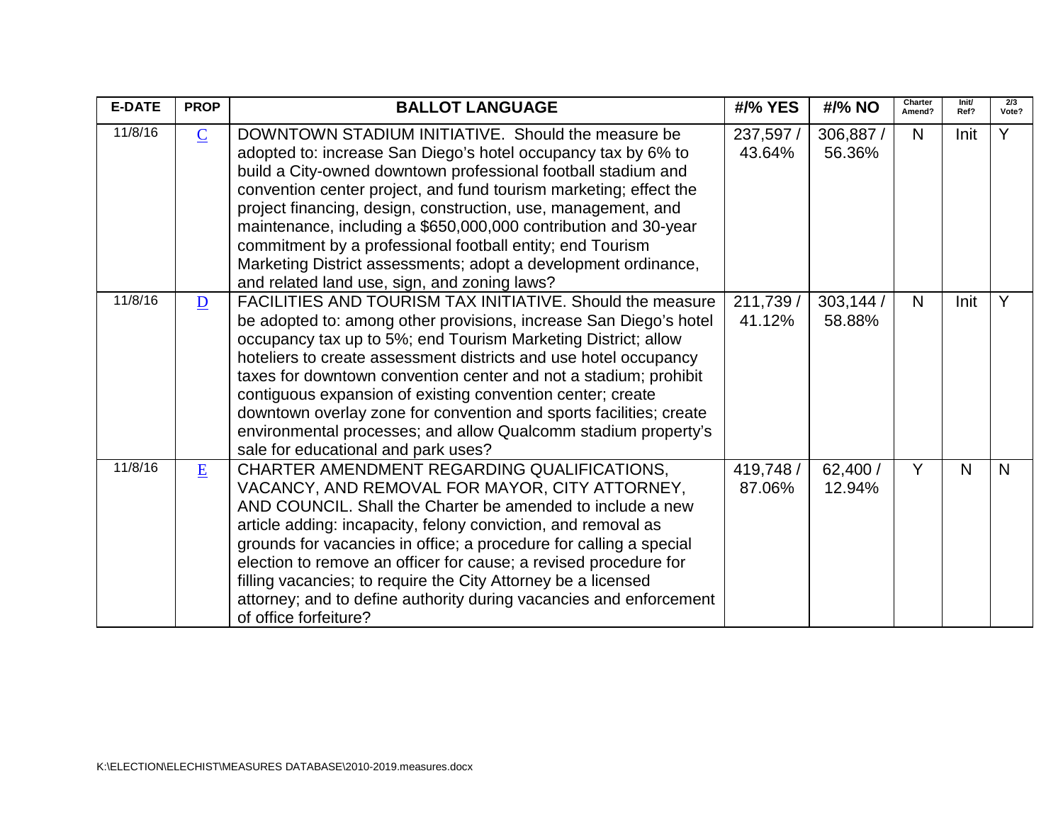| E-DATE | PROP | BALLOT LANGUAGE | #/% YES | #/% NO | Charter Amend? | Init/ Ref? | 2/3 Vote? |
|---|---|---|---|---|---|---|---|
| 11/8/16 | C | DOWNTOWN STADIUM INITIATIVE. Should the measure be adopted to: increase San Diego's hotel occupancy tax by 6% to build a City-owned downtown professional football stadium and convention center project, and fund tourism marketing; effect the project financing, design, construction, use, management, and maintenance, including a $650,000,000 contribution and 30-year commitment by a professional football entity; end Tourism Marketing District assessments; adopt a development ordinance, and related land use, sign, and zoning laws? | 237,597 / 43.64% | 306,887 / 56.36% | N | Init | Y |
| 11/8/16 | D | FACILITIES AND TOURISM TAX INITIATIVE. Should the measure be adopted to: among other provisions, increase San Diego's hotel occupancy tax up to 5%; end Tourism Marketing District; allow hoteliers to create assessment districts and use hotel occupancy taxes for downtown convention center and not a stadium; prohibit contiguous expansion of existing convention center; create downtown overlay zone for convention and sports facilities; create environmental processes; and allow Qualcomm stadium property's sale for educational and park uses? | 211,739 / 41.12% | 303,144 / 58.88% | N | Init | Y |
| 11/8/16 | E | CHARTER AMENDMENT REGARDING QUALIFICATIONS, VACANCY, AND REMOVAL FOR MAYOR, CITY ATTORNEY, AND COUNCIL. Shall the Charter be amended to include a new article adding: incapacity, felony conviction, and removal as grounds for vacancies in office; a procedure for calling a special election to remove an officer for cause; a revised procedure for filling vacancies; to require the City Attorney be a licensed attorney; and to define authority during vacancies and enforcement of office forfeiture? | 419,748 / 87.06% | 62,400 / 12.94% | Y | N | N |

K:\ELECTION\ELECHIST\MEASURES DATABASE\2010-2019.measures.docx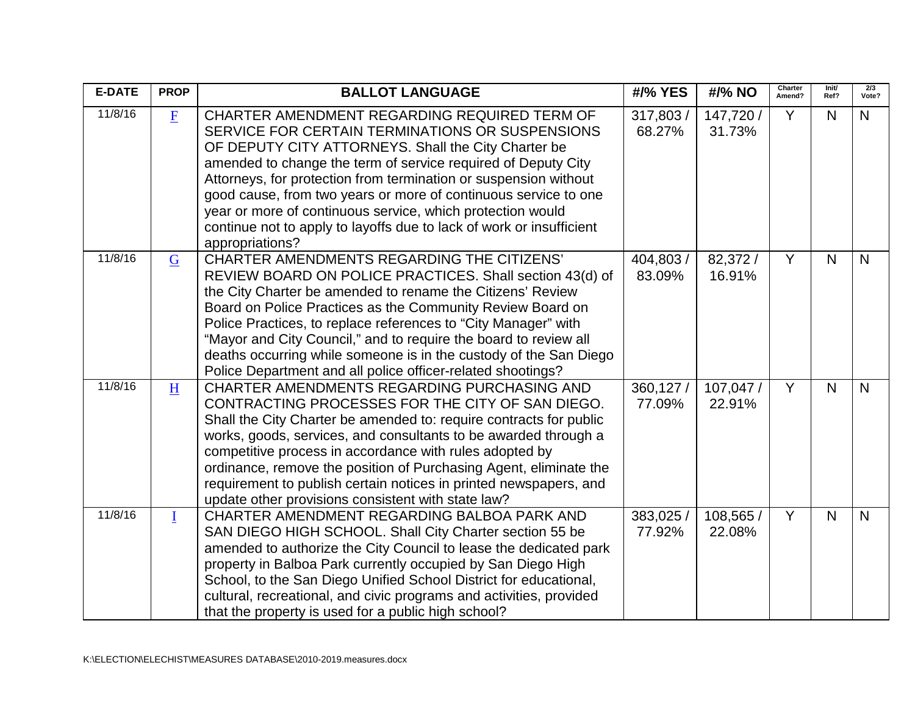| E-DATE | PROP | BALLOT LANGUAGE | #/% YES | #/% NO | Charter Amend? | Init/ Ref? | 2/3 Vote? |
|---|---|---|---|---|---|---|---|
| 11/8/16 | F | CHARTER AMENDMENT REGARDING REQUIRED TERM OF SERVICE FOR CERTAIN TERMINATIONS OR SUSPENSIONS OF DEPUTY CITY ATTORNEYS. Shall the City Charter be amended to change the term of service required of Deputy City Attorneys, for protection from termination or suspension without good cause, from two years or more of continuous service to one year or more of continuous service, which protection would continue not to apply to layoffs due to lack of work or insufficient appropriations? | 317,803 / 68.27% | 147,720 / 31.73% | Y | N | N |
| 11/8/16 | G | CHARTER AMENDMENTS REGARDING THE CITIZENS' REVIEW BOARD ON POLICE PRACTICES. Shall section 43(d) of the City Charter be amended to rename the Citizens' Review Board on Police Practices as the Community Review Board on Police Practices, to replace references to "City Manager" with "Mayor and City Council," and to require the board to review all deaths occurring while someone is in the custody of the San Diego Police Department and all police officer-related shootings? | 404,803 / 83.09% | 82,372 / 16.91% | Y | N | N |
| 11/8/16 | H | CHARTER AMENDMENTS REGARDING PURCHASING AND CONTRACTING PROCESSES FOR THE CITY OF SAN DIEGO. Shall the City Charter be amended to: require contracts for public works, goods, services, and consultants to be awarded through a competitive process in accordance with rules adopted by ordinance, remove the position of Purchasing Agent, eliminate the requirement to publish certain notices in printed newspapers, and update other provisions consistent with state law? | 360,127 / 77.09% | 107,047 / 22.91% | Y | N | N |
| 11/8/16 | I | CHARTER AMENDMENT REGARDING BALBOA PARK AND SAN DIEGO HIGH SCHOOL. Shall City Charter section 55 be amended to authorize the City Council to lease the dedicated park property in Balboa Park currently occupied by San Diego High School, to the San Diego Unified School District for educational, cultural, recreational, and civic programs and activities, provided that the property is used for a public high school? | 383,025 / 77.92% | 108,565 / 22.08% | Y | N | N |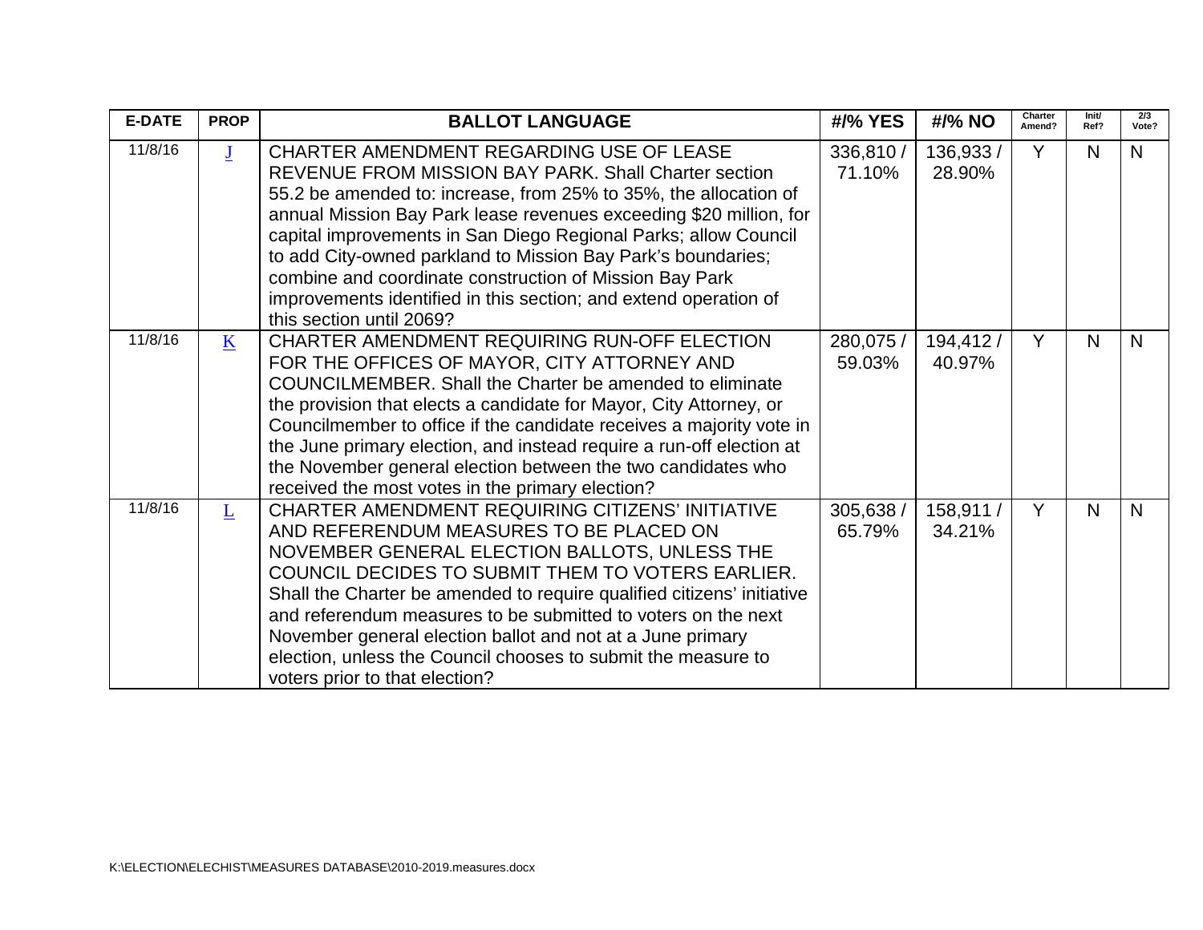| E-DATE | PROP | BALLOT LANGUAGE | #/% YES | #/% NO | Charter Amend? | Init/ Ref? | 2/3 Vote? |
|---|---|---|---|---|---|---|---|
| 11/8/16 | J | CHARTER AMENDMENT REGARDING USE OF LEASE REVENUE FROM MISSION BAY PARK. Shall Charter section 55.2 be amended to: increase, from 25% to 35%, the allocation of annual Mission Bay Park lease revenues exceeding $20 million, for capital improvements in San Diego Regional Parks; allow Council to add City-owned parkland to Mission Bay Park's boundaries; combine and coordinate construction of Mission Bay Park improvements identified in this section; and extend operation of this section until 2069? | 336,810 / 71.10% | 136,933 / 28.90% | Y | N | N |
| 11/8/16 | K | CHARTER AMENDMENT REQUIRING RUN-OFF ELECTION FOR THE OFFICES OF MAYOR, CITY ATTORNEY AND COUNCILMEMBER. Shall the Charter be amended to eliminate the provision that elects a candidate for Mayor, City Attorney, or Councilmember to office if the candidate receives a majority vote in the June primary election, and instead require a run-off election at the November general election between the two candidates who received the most votes in the primary election? | 280,075 / 59.03% | 194,412 / 40.97% | Y | N | N |
| 11/8/16 | L | CHARTER AMENDMENT REQUIRING CITIZENS' INITIATIVE AND REFERENDUM MEASURES TO BE PLACED ON NOVEMBER GENERAL ELECTION BALLOTS, UNLESS THE COUNCIL DECIDES TO SUBMIT THEM TO VOTERS EARLIER. Shall the Charter be amended to require qualified citizens' initiative and referendum measures to be submitted to voters on the next November general election ballot and not at a June primary election, unless the Council chooses to submit the measure to voters prior to that election? | 305,638 / 65.79% | 158,911 / 34.21% | Y | N | N |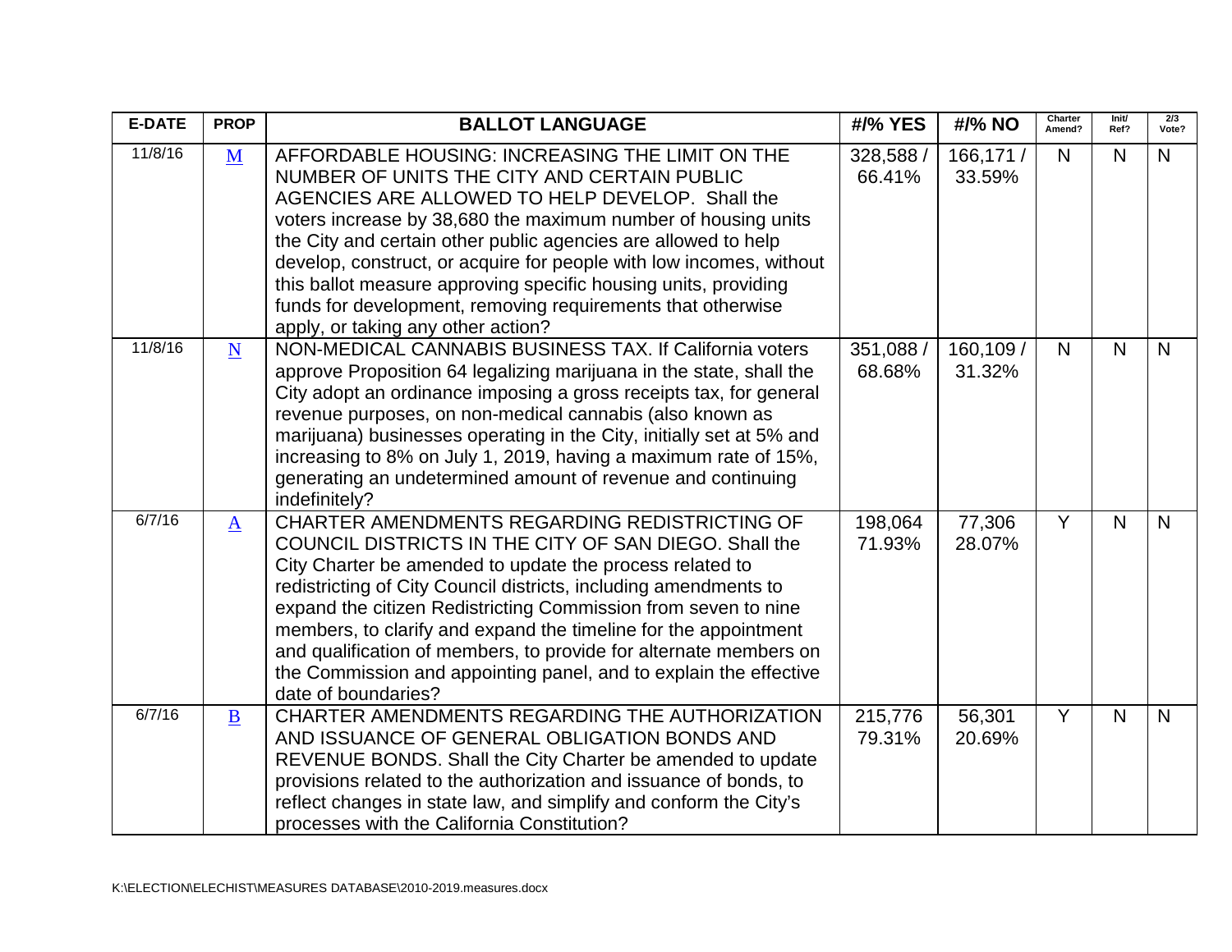| E-DATE | PROP | BALLOT LANGUAGE | #/% YES | #/% NO | Charter Amend? | Init/ Ref? | 2/3 Vote? |
|---|---|---|---|---|---|---|---|
| 11/8/16 | M | AFFORDABLE HOUSING: INCREASING THE LIMIT ON THE NUMBER OF UNITS THE CITY AND CERTAIN PUBLIC AGENCIES ARE ALLOWED TO HELP DEVELOP. Shall the voters increase by 38,680 the maximum number of housing units the City and certain other public agencies are allowed to help develop, construct, or acquire for people with low incomes, without this ballot measure approving specific housing units, providing funds for development, removing requirements that otherwise apply, or taking any other action? | 328,588 / 66.41% | 166,171 / 33.59% | N | N | N |
| 11/8/16 | N | NON-MEDICAL CANNABIS BUSINESS TAX. If California voters approve Proposition 64 legalizing marijuana in the state, shall the City adopt an ordinance imposing a gross receipts tax, for general revenue purposes, on non-medical cannabis (also known as marijuana) businesses operating in the City, initially set at 5% and increasing to 8% on July 1, 2019, having a maximum rate of 15%, generating an undetermined amount of revenue and continuing indefinitely? | 351,088 / 68.68% | 160,109 / 31.32% | N | N | N |
| 6/7/16 | A | CHARTER AMENDMENTS REGARDING REDISTRICTING OF COUNCIL DISTRICTS IN THE CITY OF SAN DIEGO. Shall the City Charter be amended to update the process related to redistricting of City Council districts, including amendments to expand the citizen Redistricting Commission from seven to nine members, to clarify and expand the timeline for the appointment and qualification of members, to provide for alternate members on the Commission and appointing panel, and to explain the effective date of boundaries? | 198,064 71.93% | 77,306 28.07% | Y | N | N |
| 6/7/16 | B | CHARTER AMENDMENTS REGARDING THE AUTHORIZATION AND ISSUANCE OF GENERAL OBLIGATION BONDS AND REVENUE BONDS. Shall the City Charter be amended to update provisions related to the authorization and issuance of bonds, to reflect changes in state law, and simplify and conform the City's processes with the California Constitution? | 215,776 79.31% | 56,301 20.69% | Y | N | N |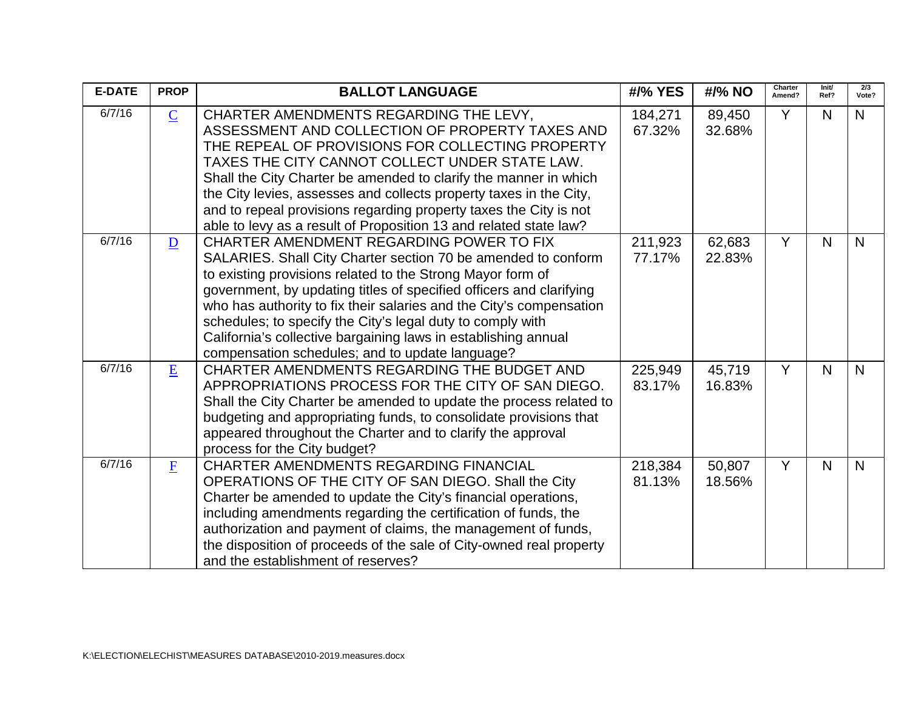| E-DATE | PROP | BALLOT LANGUAGE | #/% YES | #/% NO | Charter Amend? | Init/ Ref? | 2/3 Vote? |
|---|---|---|---|---|---|---|---|
| 6/7/16 | C | CHARTER AMENDMENTS REGARDING THE LEVY, ASSESSMENT AND COLLECTION OF PROPERTY TAXES AND THE REPEAL OF PROVISIONS FOR COLLECTING PROPERTY TAXES THE CITY CANNOT COLLECT UNDER STATE LAW. Shall the City Charter be amended to clarify the manner in which the City levies, assesses and collects property taxes in the City, and to repeal provisions regarding property taxes the City is not able to levy as a result of Proposition 13 and related state law? | 184,271 67.32% | 89,450 32.68% | Y | N | N |
| 6/7/16 | D | CHARTER AMENDMENT REGARDING POWER TO FIX SALARIES. Shall City Charter section 70 be amended to conform to existing provisions related to the Strong Mayor form of government, by updating titles of specified officers and clarifying who has authority to fix their salaries and the City's compensation schedules; to specify the City's legal duty to comply with California's collective bargaining laws in establishing annual compensation schedules; and to update language? | 211,923 77.17% | 62,683 22.83% | Y | N | N |
| 6/7/16 | E | CHARTER AMENDMENTS REGARDING THE BUDGET AND APPROPRIATIONS PROCESS FOR THE CITY OF SAN DIEGO. Shall the City Charter be amended to update the process related to budgeting and appropriating funds, to consolidate provisions that appeared throughout the Charter and to clarify the approval process for the City budget? | 225,949 83.17% | 45,719 16.83% | Y | N | N |
| 6/7/16 | F | CHARTER AMENDMENTS REGARDING FINANCIAL OPERATIONS OF THE CITY OF SAN DIEGO. Shall the City Charter be amended to update the City's financial operations, including amendments regarding the certification of funds, the authorization and payment of claims, the management of funds, the disposition of proceeds of the sale of City-owned real property and the establishment of reserves? | 218,384 81.13% | 50,807 18.56% | Y | N | N |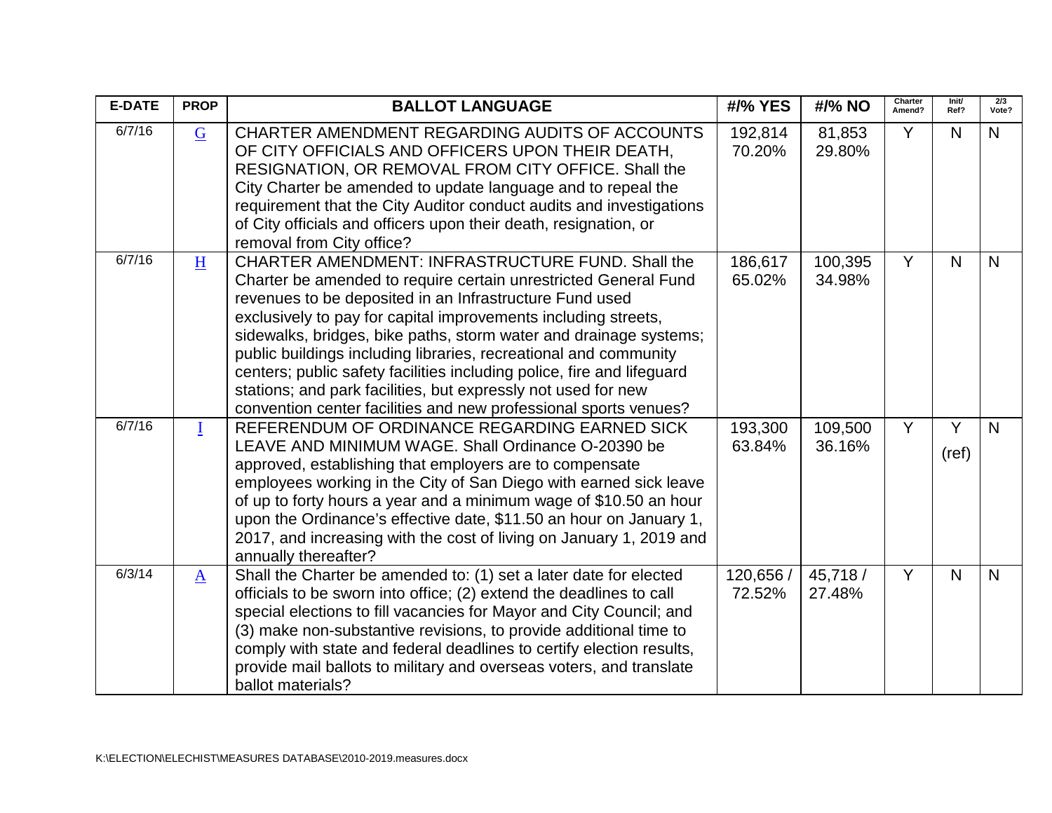| E-DATE | PROP | BALLOT LANGUAGE | #/% YES | #/% NO | Charter Amend? | Init/ Ref? | 2/3 Vote? |
|---|---|---|---|---|---|---|---|
| 6/7/16 | G | CHARTER AMENDMENT REGARDING AUDITS OF ACCOUNTS OF CITY OFFICIALS AND OFFICERS UPON THEIR DEATH, RESIGNATION, OR REMOVAL FROM CITY OFFICE. Shall the City Charter be amended to update language and to repeal the requirement that the City Auditor conduct audits and investigations of City officials and officers upon their death, resignation, or removal from City office? | 192,814 70.20% | 81,853 29.80% | Y | N | N |
| 6/7/16 | H | CHARTER AMENDMENT: INFRASTRUCTURE FUND. Shall the Charter be amended to require certain unrestricted General Fund revenues to be deposited in an Infrastructure Fund used exclusively to pay for capital improvements including streets, sidewalks, bridges, bike paths, storm water and drainage systems; public buildings including libraries, recreational and community centers; public safety facilities including police, fire and lifeguard stations; and park facilities, but expressly not used for new convention center facilities and new professional sports venues? | 186,617 65.02% | 100,395 34.98% | Y | N | N |
| 6/7/16 | I | REFERENDUM OF ORDINANCE REGARDING EARNED SICK LEAVE AND MINIMUM WAGE. Shall Ordinance O-20390 be approved, establishing that employers are to compensate employees working in the City of San Diego with earned sick leave of up to forty hours a year and a minimum wage of $10.50 an hour upon the Ordinance's effective date, $11.50 an hour on January 1, 2017, and increasing with the cost of living on January 1, 2019 and annually thereafter? | 193,300 63.84% | 109,500 36.16% | Y | Y (ref) | N |
| 6/3/14 | A | Shall the Charter be amended to: (1) set a later date for elected officials to be sworn into office; (2) extend the deadlines to call special elections to fill vacancies for Mayor and City Council; and (3) make non-substantive revisions, to provide additional time to comply with state and federal deadlines to certify election results, provide mail ballots to military and overseas voters, and translate ballot materials? | 120,656 / 72.52% | 45,718 / 27.48% | Y | N | N |

K:\ELECTION\ELECHIST\MEASURES DATABASE\2010-2019.measures.docx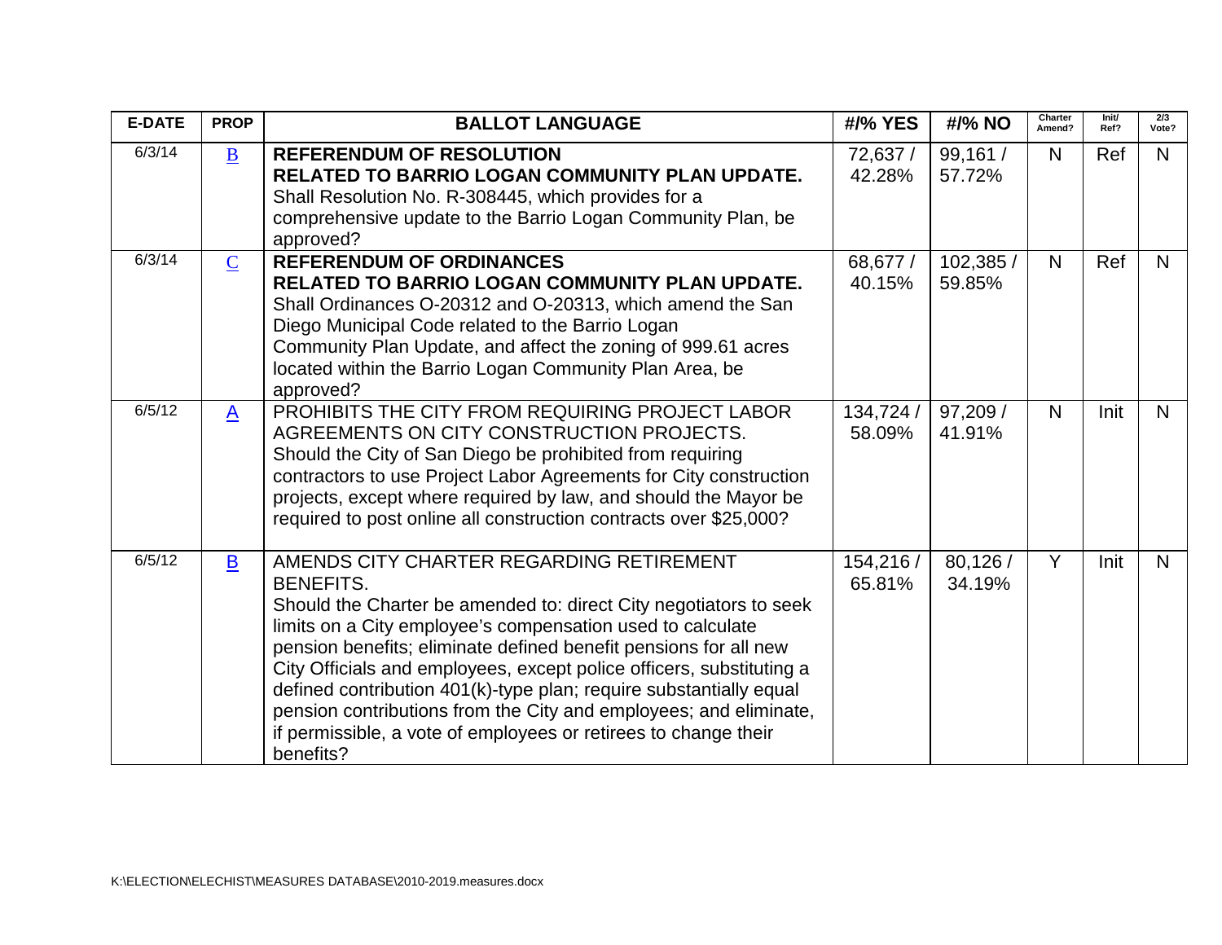| E-DATE | PROP | BALLOT LANGUAGE | #/% YES | #/% NO | Charter Amend? | Init/ Ref? | 2/3 Vote? |
|---|---|---|---|---|---|---|---|
| 6/3/14 | B | **REFERENDUM OF RESOLUTION RELATED TO BARRIO LOGAN COMMUNITY PLAN UPDATE.** Shall Resolution No. R-308445, which provides for a comprehensive update to the Barrio Logan Community Plan, be approved? | 72,637 / 42.28% | 99,161 / 57.72% | N | Ref | N |
| 6/3/14 | C | **REFERENDUM OF ORDINANCES RELATED TO BARRIO LOGAN COMMUNITY PLAN UPDATE.** Shall Ordinances O-20312 and O-20313, which amend the San Diego Municipal Code related to the Barrio Logan Community Plan Update, and affect the zoning of 999.61 acres located within the Barrio Logan Community Plan Area, be approved? | 68,677 / 40.15% | 102,385 / 59.85% | N | Ref | N |
| 6/5/12 | A | PROHIBITS THE CITY FROM REQUIRING PROJECT LABOR AGREEMENTS ON CITY CONSTRUCTION PROJECTS. Should the City of San Diego be prohibited from requiring contractors to use Project Labor Agreements for City construction projects, except where required by law, and should the Mayor be required to post online all construction contracts over $25,000? | 134,724 / 58.09% | 97,209 / 41.91% | N | Init | N |
| 6/5/12 | B | AMENDS CITY CHARTER REGARDING RETIREMENT BENEFITS. Should the Charter be amended to: direct City negotiators to seek limits on a City employee's compensation used to calculate pension benefits; eliminate defined benefit pensions for all new City Officials and employees, except police officers, substituting a defined contribution 401(k)-type plan; require substantially equal pension contributions from the City and employees; and eliminate, if permissible, a vote of employees or retirees to change their benefits? | 154,216 / 65.81% | 80,126 / 34.19% | Y | Init | N |

K:\ELECTION\ELECHIST\MEASURES DATABASE\2010-2019.measures.docx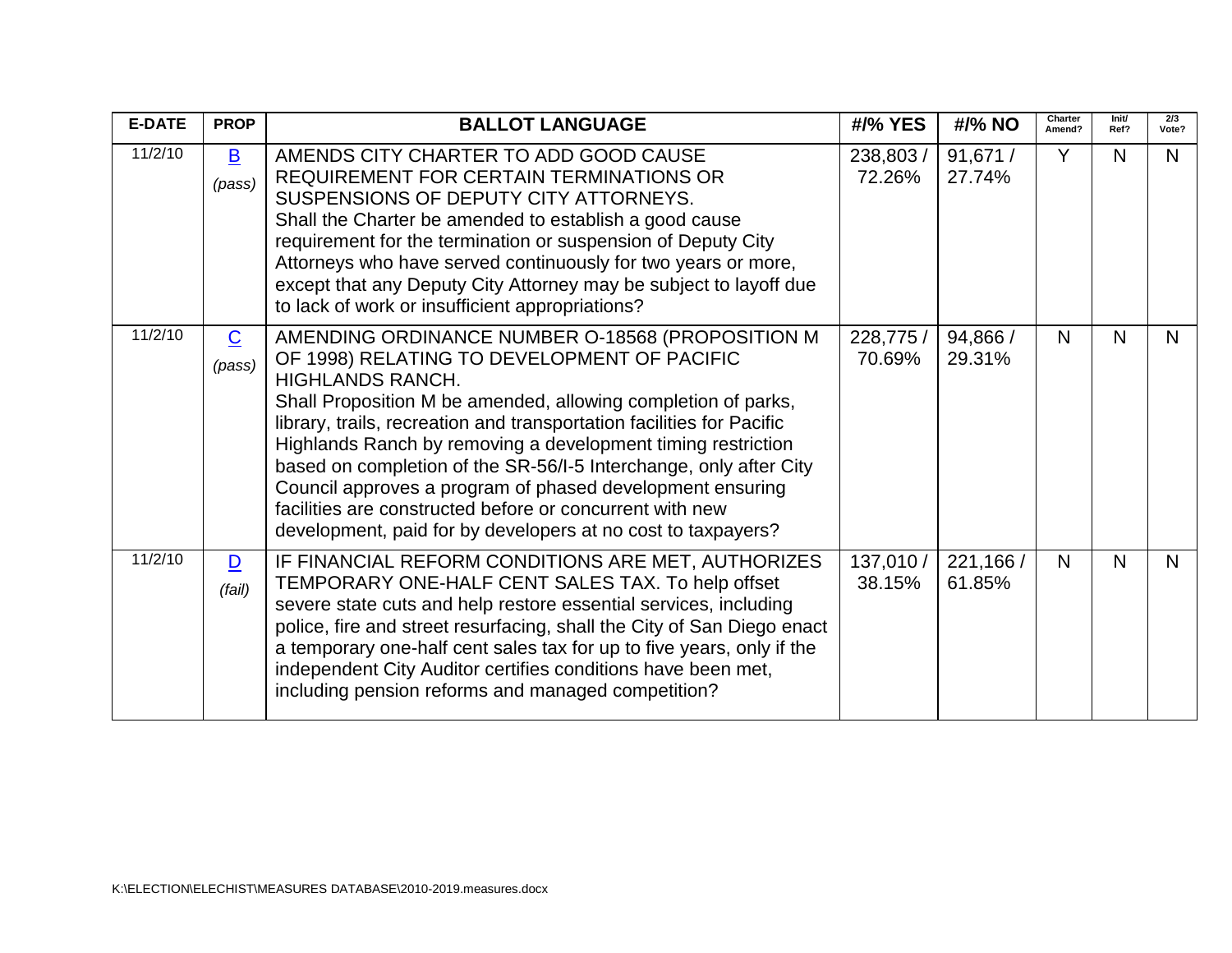| E-DATE | PROP | BALLOT LANGUAGE | #/% YES | #/% NO | Charter Amend? | Init/ Ref? | 2/3 Vote? |
|---|---|---|---|---|---|---|---|
| 11/2/10 | B *(pass)* | AMENDS CITY CHARTER TO ADD GOOD CAUSE REQUIREMENT FOR CERTAIN TERMINATIONS OR SUSPENSIONS OF DEPUTY CITY ATTORNEYS. Shall the Charter be amended to establish a good cause requirement for the termination or suspension of Deputy City Attorneys who have served continuously for two years or more, except that any Deputy City Attorney may be subject to layoff due to lack of work or insufficient appropriations? | 238,803 / 72.26% | 91,671 / 27.74% | Y | N | N |
| 11/2/10 | C *(pass)* | AMENDING ORDINANCE NUMBER O-18568 (PROPOSITION M OF 1998) RELATING TO DEVELOPMENT OF PACIFIC HIGHLANDS RANCH. Shall Proposition M be amended, allowing completion of parks, library, trails, recreation and transportation facilities for Pacific Highlands Ranch by removing a development timing restriction based on completion of the SR-56/I-5 Interchange, only after City Council approves a program of phased development ensuring facilities are constructed before or concurrent with new development, paid for by developers at no cost to taxpayers? | 228,775 / 70.69% | 94,866 / 29.31% | N | N | N |
| 11/2/10 | D *(fail)* | IF FINANCIAL REFORM CONDITIONS ARE MET, AUTHORIZES TEMPORARY ONE-HALF CENT SALES TAX. To help offset severe state cuts and help restore essential services, including police, fire and street resurfacing, shall the City of San Diego enact a temporary one-half cent sales tax for up to five years, only if the independent City Auditor certifies conditions have been met, including pension reforms and managed competition? | 137,010 / 38.15% | 221,166 / 61.85% | N | N | N |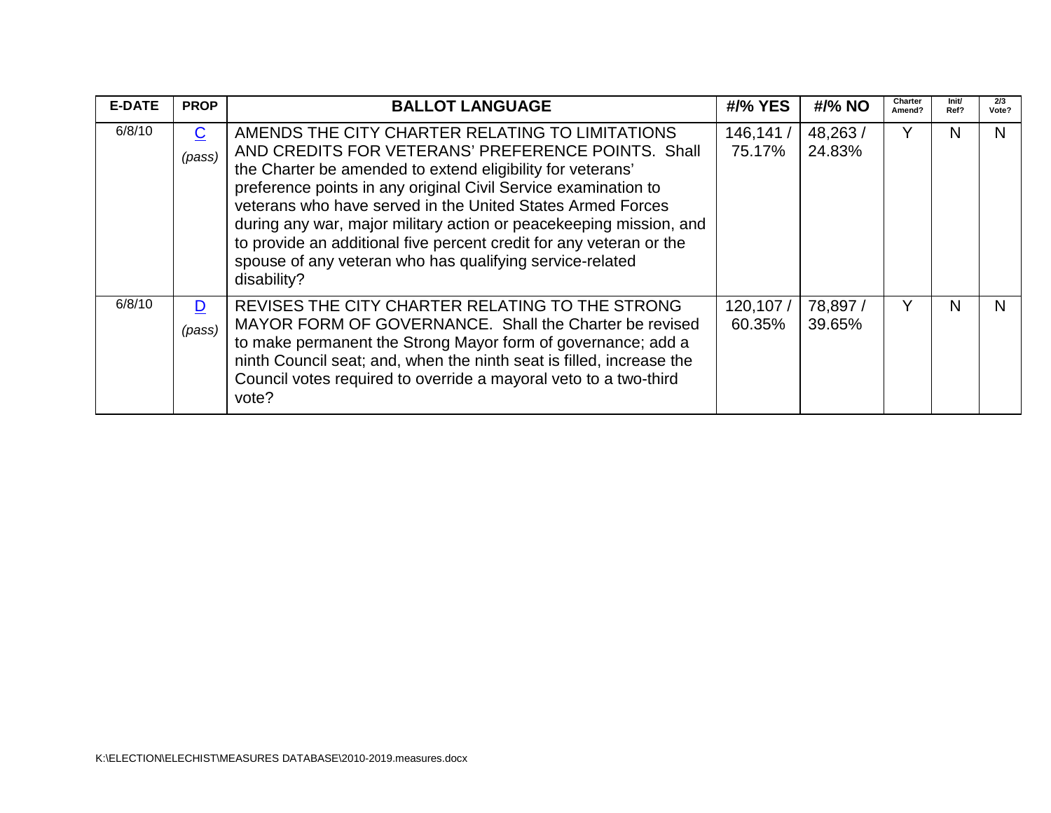| E-DATE | PROP | BALLOT LANGUAGE | #/% YES | #/% NO | Charter Amend? | Init/ Ref? | 2/3 Vote? |
|---|---|---|---|---|---|---|---|
| 6/8/10 | C *(pass)* | AMENDS THE CITY CHARTER RELATING TO LIMITATIONS AND CREDITS FOR VETERANS' PREFERENCE POINTS. Shall the Charter be amended to extend eligibility for veterans' preference points in any original Civil Service examination to veterans who have served in the United States Armed Forces during any war, major military action or peacekeeping mission, and to provide an additional five percent credit for any veteran or the spouse of any veteran who has qualifying service-related disability? | 146,141 / 75.17% | 48,263 / 24.83% | Y | N | N |
| 6/8/10 | D *(pass)* | REVISES THE CITY CHARTER RELATING TO THE STRONG MAYOR FORM OF GOVERNANCE. Shall the Charter be revised to make permanent the Strong Mayor form of governance; add a ninth Council seat; and, when the ninth seat is filled, increase the Council votes required to override a mayoral veto to a two-third vote? | 120,107 / 60.35% | 78,897 / 39.65% | Y | N | N |